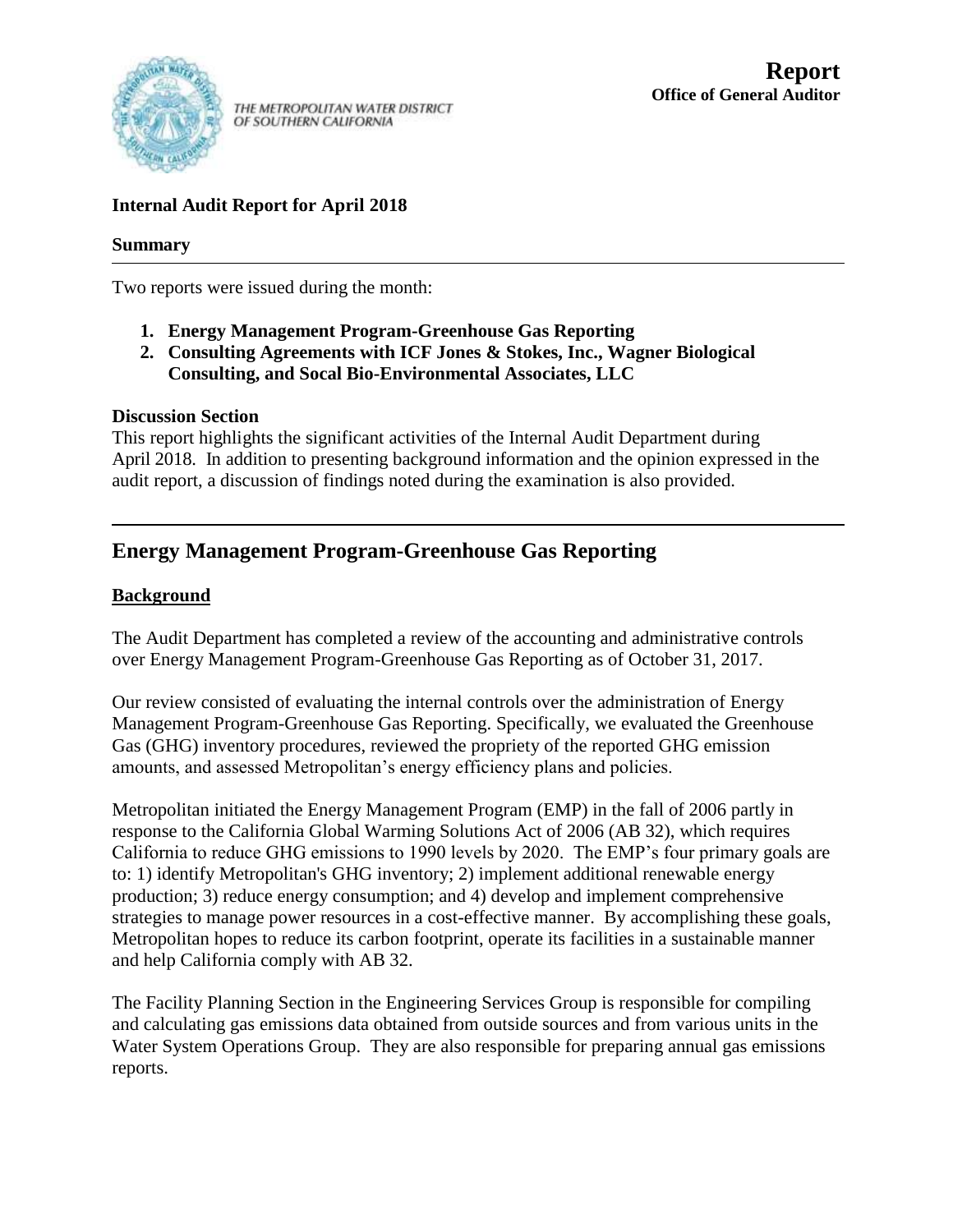THE METROPOLITAN WATER DISTRICT OF SOUTHERN CALIFORNIA

**Report**
**Office of General Auditor**

**Internal Audit Report for April 2018**

**Summary**

Two reports were issued during the month:

1. **Energy Management Program-Greenhouse Gas Reporting**
2. **Consulting Agreements with ICF Jones & Stokes, Inc., Wagner Biological Consulting, and Socal Bio-Environmental Associates, LLC**

**Discussion Section**
This report highlights the significant activities of the Internal Audit Department during April 2018. In addition to presenting background information and the opinion expressed in the audit report, a discussion of findings noted during the examination is also provided.

## Energy Management Program-Greenhouse Gas Reporting

### Background

The Audit Department has completed a review of the accounting and administrative controls over Energy Management Program-Greenhouse Gas Reporting as of October 31, 2017.

Our review consisted of evaluating the internal controls over the administration of Energy Management Program-Greenhouse Gas Reporting. Specifically, we evaluated the Greenhouse Gas (GHG) inventory procedures, reviewed the propriety of the reported GHG emission amounts, and assessed Metropolitan's energy efficiency plans and policies.

Metropolitan initiated the Energy Management Program (EMP) in the fall of 2006 partly in response to the California Global Warming Solutions Act of 2006 (AB 32), which requires California to reduce GHG emissions to 1990 levels by 2020. The EMP's four primary goals are to: 1) identify Metropolitan's GHG inventory; 2) implement additional renewable energy production; 3) reduce energy consumption; and 4) develop and implement comprehensive strategies to manage power resources in a cost-effective manner. By accomplishing these goals, Metropolitan hopes to reduce its carbon footprint, operate its facilities in a sustainable manner and help California comply with AB 32.

The Facility Planning Section in the Engineering Services Group is responsible for compiling and calculating gas emissions data obtained from outside sources and from various units in the Water System Operations Group. They are also responsible for preparing annual gas emissions reports.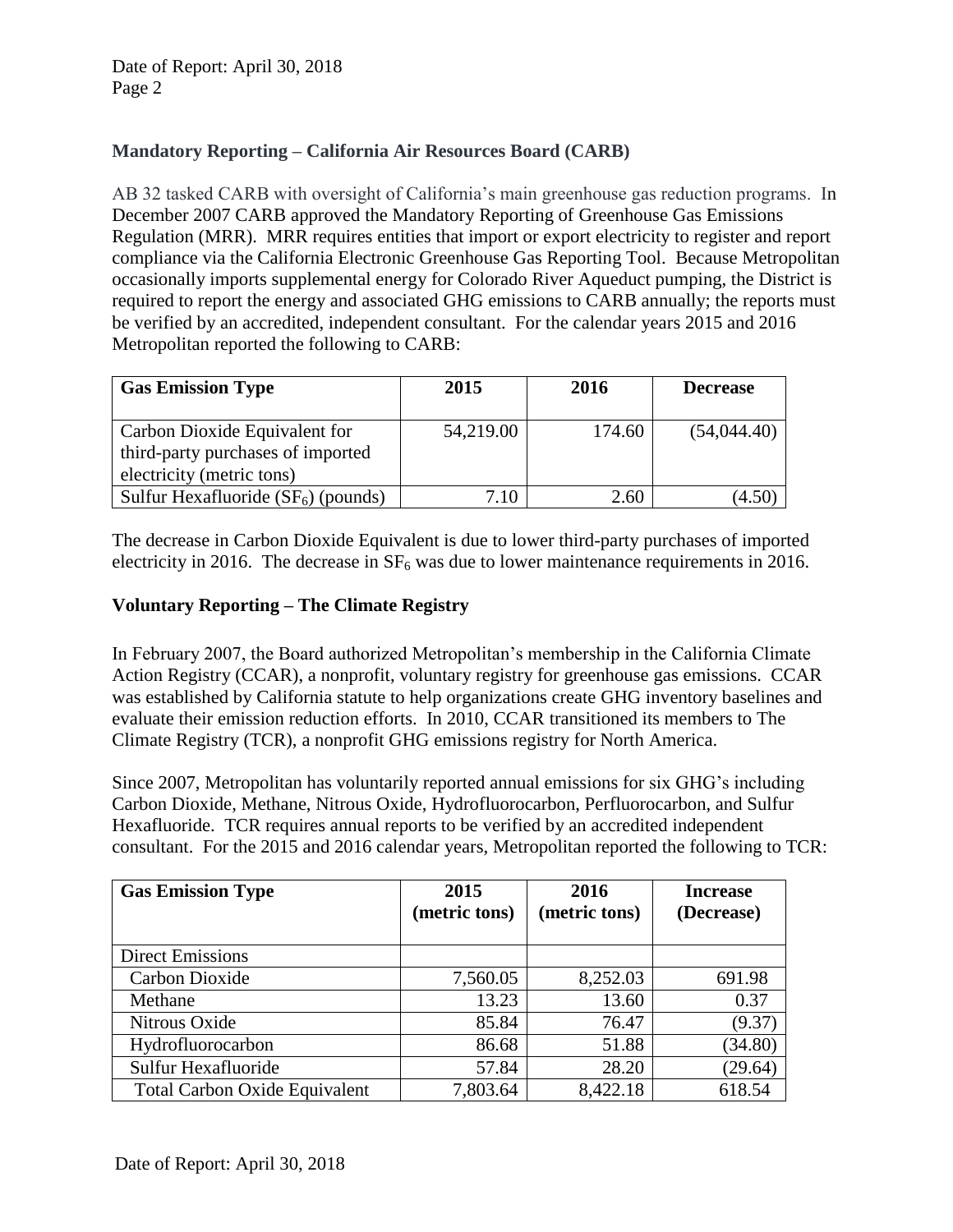## Mandatory Reporting – California Air Resources Board (CARB)

AB 32 tasked CARB with oversight of California's main greenhouse gas reduction programs. In December 2007 CARB approved the Mandatory Reporting of Greenhouse Gas Emissions Regulation (MRR). MRR requires entities that import or export electricity to register and report compliance via the California Electronic Greenhouse Gas Reporting Tool. Because Metropolitan occasionally imports supplemental energy for Colorado River Aqueduct pumping, the District is required to report the energy and associated GHG emissions to CARB annually; the reports must be verified by an accredited, independent consultant. For the calendar years 2015 and 2016 Metropolitan reported the following to CARB:

| Gas Emission Type | 2015 | 2016 | Decrease |
|---|---|---|---|
| Carbon Dioxide Equivalent for third-party purchases of imported electricity (metric tons) | 54,219.00 | 174.60 | (54,044.40) |
| Sulfur Hexafluoride ($SF_6$) (pounds) | 7.10 | 2.60 | (4.50) |

The decrease in Carbon Dioxide Equivalent is due to lower third-party purchases of imported electricity in 2016. The decrease in $SF_6$ was due to lower maintenance requirements in 2016.

## Voluntary Reporting – The Climate Registry

In February 2007, the Board authorized Metropolitan's membership in the California Climate Action Registry (CCAR), a nonprofit, voluntary registry for greenhouse gas emissions. CCAR was established by California statute to help organizations create GHG inventory baselines and evaluate their emission reduction efforts. In 2010, CCAR transitioned its members to The Climate Registry (TCR), a nonprofit GHG emissions registry for North America.

Since 2007, Metropolitan has voluntarily reported annual emissions for six GHG's including Carbon Dioxide, Methane, Nitrous Oxide, Hydrofluorocarbon, Perfluorocarbon, and Sulfur Hexafluoride. TCR requires annual reports to be verified by an accredited independent consultant. For the 2015 and 2016 calendar years, Metropolitan reported the following to TCR:

| Gas Emission Type | 2015 (metric tons) | 2016 (metric tons) | Increase (Decrease) |
|---|---|---|---|
| Direct Emissions | | | |
| Carbon Dioxide | 7,560.05 | 8,252.03 | 691.98 |
| Methane | 13.23 | 13.60 | 0.37 |
| Nitrous Oxide | 85.84 | 76.47 | (9.37) |
| Hydrofluorocarbon | 86.68 | 51.88 | (34.80) |
| Sulfur Hexafluoride | 57.84 | 28.20 | (29.64) |
| Total Carbon Oxide Equivalent | 7,803.64 | 8,422.18 | 618.54 |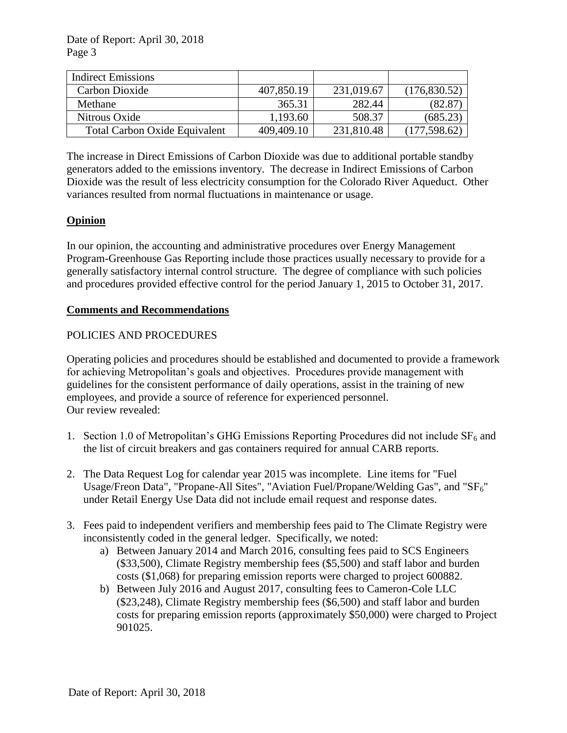| Indirect Emissions | | | |
|---|---|---|---|
| Carbon Dioxide | 407,850.19 | 231,019.67 | (176,830.52) |
| Methane | 365.31 | 282.44 | (82.87) |
| Nitrous Oxide | 1,193.60 | 508.37 | (685.23) |
| Total Carbon Oxide Equivalent | 409,409.10 | 231,810.48 | (177,598.62) |

The increase in Direct Emissions of Carbon Dioxide was due to additional portable standby generators added to the emissions inventory. The decrease in Indirect Emissions of Carbon Dioxide was the result of less electricity consumption for the Colorado River Aqueduct. Other variances resulted from normal fluctuations in maintenance or usage.

## **Opinion**

In our opinion, the accounting and administrative procedures over Energy Management Program-Greenhouse Gas Reporting include those practices usually necessary to provide for a generally satisfactory internal control structure. The degree of compliance with such policies and procedures provided effective control for the period January 1, 2015 to October 31, 2017.

## **Comments and Recommendations**

### POLICIES AND PROCEDURES

Operating policies and procedures should be established and documented to provide a framework for achieving Metropolitan's goals and objectives. Procedures provide management with guidelines for the consistent performance of daily operations, assist in the training of new employees, and provide a source of reference for experienced personnel.
Our review revealed:

1. Section 1.0 of Metropolitan's GHG Emissions Reporting Procedures did not include $SF_6$ and the list of circuit breakers and gas containers required for annual CARB reports.

2. The Data Request Log for calendar year 2015 was incomplete. Line items for "Fuel Usage/Freon Data", "Propane-All Sites", "Aviation Fuel/Propane/Welding Gas", and "$SF_6$" under Retail Energy Use Data did not include email request and response dates.

3. Fees paid to independent verifiers and membership fees paid to The Climate Registry were inconsistently coded in the general ledger. Specifically, we noted:
    a) Between January 2014 and March 2016, consulting fees paid to SCS Engineers ($33,500), Climate Registry membership fees ($5,500) and staff labor and burden costs ($1,068) for preparing emission reports were charged to project 600882.
    b) Between July 2016 and August 2017, consulting fees to Cameron-Cole LLC ($23,248), Climate Registry membership fees ($6,500) and staff labor and burden costs for preparing emission reports (approximately $50,000) were charged to Project 901025.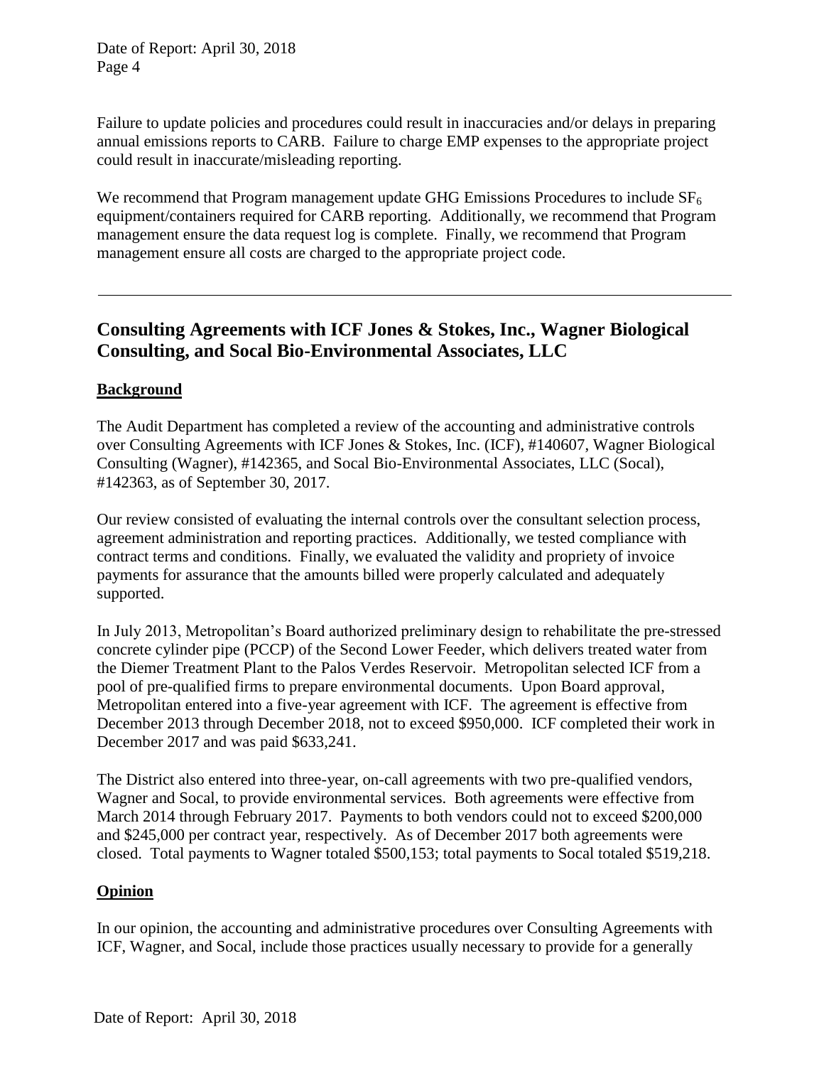Failure to update policies and procedures could result in inaccuracies and/or delays in preparing annual emissions reports to CARB. Failure to charge EMP expenses to the appropriate project could result in inaccurate/misleading reporting.

We recommend that Program management update GHG Emissions Procedures to include $SF_6$ equipment/containers required for CARB reporting. Additionally, we recommend that Program management ensure the data request log is complete. Finally, we recommend that Program management ensure all costs are charged to the appropriate project code.

---

## Consulting Agreements with ICF Jones & Stokes, Inc., Wagner Biological Consulting, and Socal Bio-Environmental Associates, LLC

### Background

The Audit Department has completed a review of the accounting and administrative controls over Consulting Agreements with ICF Jones & Stokes, Inc. (ICF), #140607, Wagner Biological Consulting (Wagner), #142365, and Socal Bio-Environmental Associates, LLC (Socal), #142363, as of September 30, 2017.

Our review consisted of evaluating the internal controls over the consultant selection process, agreement administration and reporting practices. Additionally, we tested compliance with contract terms and conditions. Finally, we evaluated the validity and propriety of invoice payments for assurance that the amounts billed were properly calculated and adequately supported.

In July 2013, Metropolitan's Board authorized preliminary design to rehabilitate the pre-stressed concrete cylinder pipe (PCCP) of the Second Lower Feeder, which delivers treated water from the Diemer Treatment Plant to the Palos Verdes Reservoir. Metropolitan selected ICF from a pool of pre-qualified firms to prepare environmental documents. Upon Board approval, Metropolitan entered into a five-year agreement with ICF. The agreement is effective from December 2013 through December 2018, not to exceed $950,000. ICF completed their work in December 2017 and was paid $633,241.

The District also entered into three-year, on-call agreements with two pre-qualified vendors, Wagner and Socal, to provide environmental services. Both agreements were effective from March 2014 through February 2017. Payments to both vendors could not to exceed $200,000 and $245,000 per contract year, respectively. As of December 2017 both agreements were closed. Total payments to Wagner totaled $500,153; total payments to Socal totaled $519,218.

### Opinion

In our opinion, the accounting and administrative procedures over Consulting Agreements with ICF, Wagner, and Socal, include those practices usually necessary to provide for a generally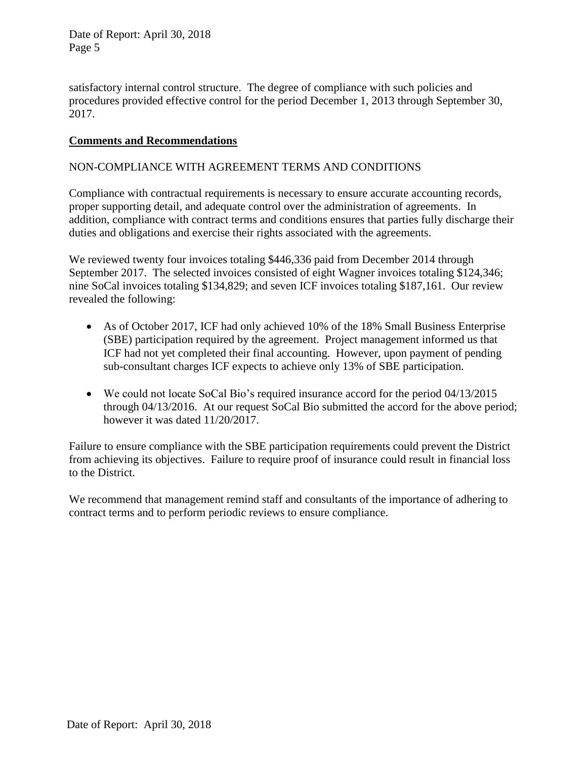satisfactory internal control structure. The degree of compliance with such policies and procedures provided effective control for the period December 1, 2013 through September 30, 2017.

## **Comments and Recommendations**

NON-COMPLIANCE WITH AGREEMENT TERMS AND CONDITIONS

Compliance with contractual requirements is necessary to ensure accurate accounting records, proper supporting detail, and adequate control over the administration of agreements. In addition, compliance with contract terms and conditions ensures that parties fully discharge their duties and obligations and exercise their rights associated with the agreements.

We reviewed twenty four invoices totaling $446,336 paid from December 2014 through September 2017. The selected invoices consisted of eight Wagner invoices totaling $124,346; nine SoCal invoices totaling $134,829; and seven ICF invoices totaling $187,161. Our review revealed the following:

- As of October 2017, ICF had only achieved 10% of the 18% Small Business Enterprise (SBE) participation required by the agreement. Project management informed us that ICF had not yet completed their final accounting. However, upon payment of pending sub-consultant charges ICF expects to achieve only 13% of SBE participation.

- We could not locate SoCal Bio's required insurance accord for the period 04/13/2015 through 04/13/2016. At our request SoCal Bio submitted the accord for the above period; however it was dated 11/20/2017.

Failure to ensure compliance with the SBE participation requirements could prevent the District from achieving its objectives. Failure to require proof of insurance could result in financial loss to the District.

We recommend that management remind staff and consultants of the importance of adhering to contract terms and to perform periodic reviews to ensure compliance.